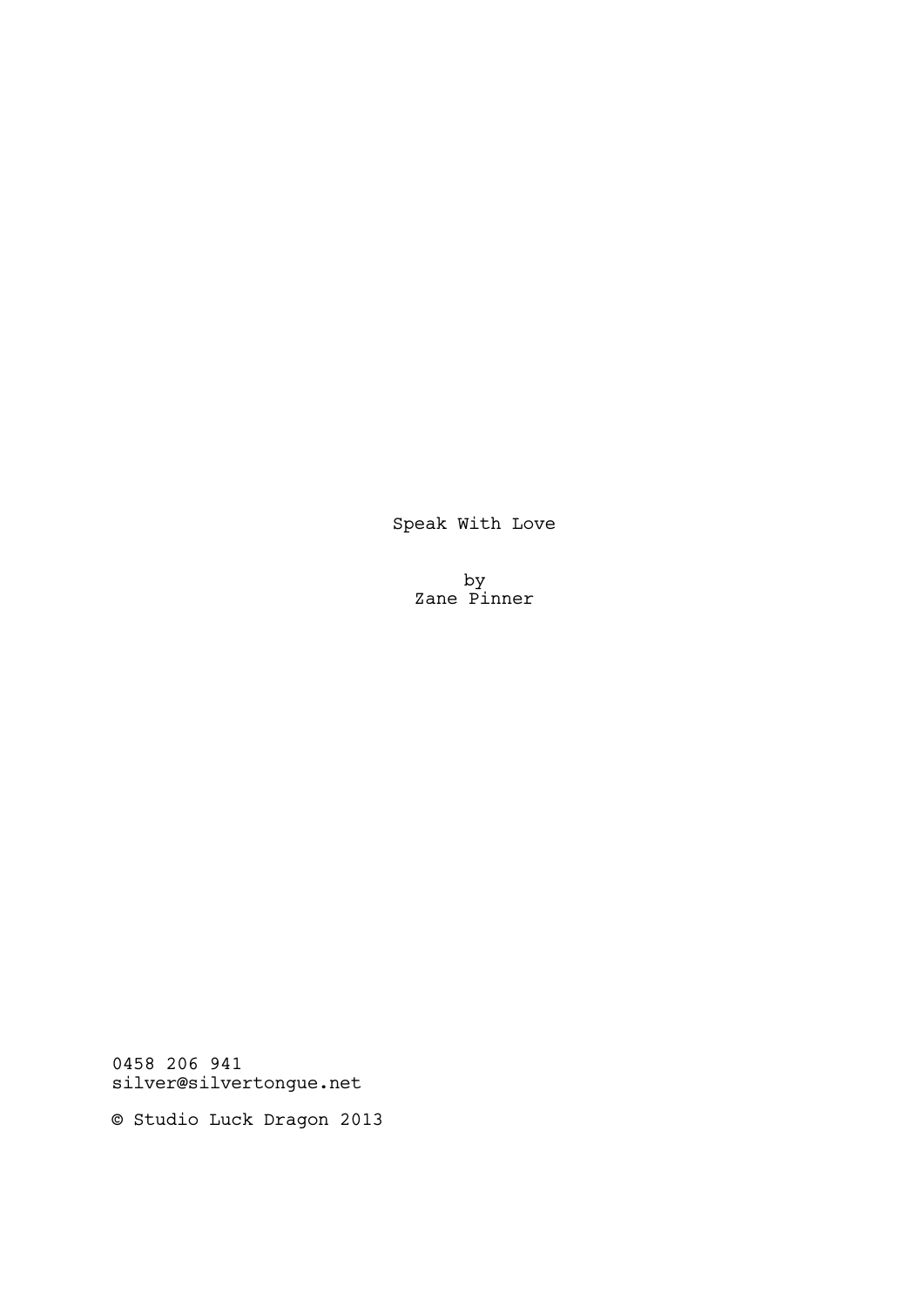# Speak With Love

by
Zane Pinner

0458 206 941
silver@silvertongue.net

© Studio Luck Dragon 2013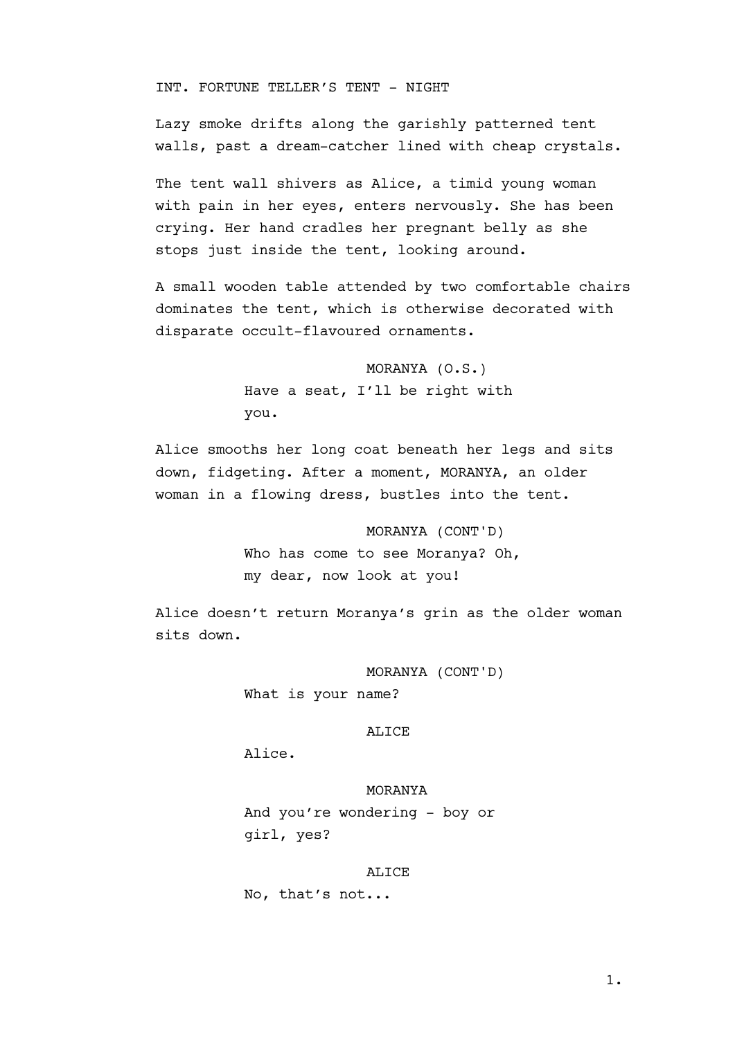INT. FORTUNE TELLER'S TENT - NIGHT

Lazy smoke drifts along the garishly patterned tent walls, past a dream-catcher lined with cheap crystals.

The tent wall shivers as Alice, a timid young woman with pain in her eyes, enters nervously. She has been crying. Her hand cradles her pregnant belly as she stops just inside the tent, looking around.

A small wooden table attended by two comfortable chairs dominates the tent, which is otherwise decorated with disparate occult-flavoured ornaments.

MORANYA (O.S.)
Have a seat, I'll be right with you.

Alice smooths her long coat beneath her legs and sits down, fidgeting. After a moment, MORANYA, an older woman in a flowing dress, bustles into the tent.

MORANYA (CONT'D)
Who has come to see Moranya? Oh, my dear, now look at you!

Alice doesn't return Moranya's grin as the older woman sits down.

MORANYA (CONT'D)
What is your name?

ALICE
Alice.

MORANYA
And you're wondering - boy or girl, yes?

ALICE
No, that's not...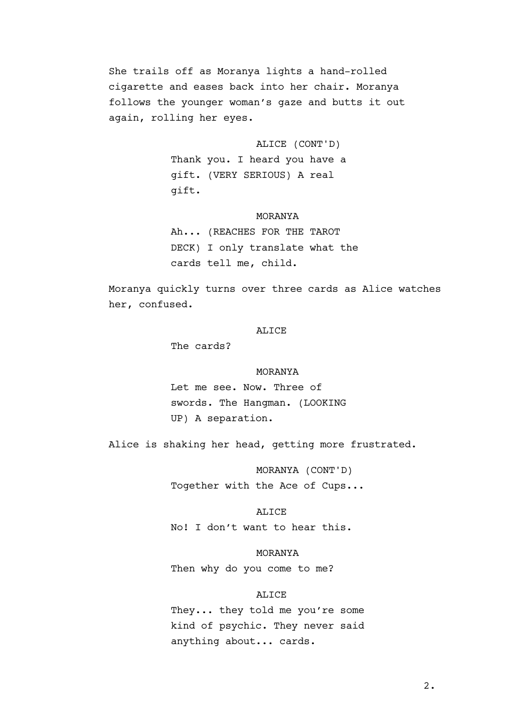She trails off as Moranya lights a hand-rolled cigarette and eases back into her chair. Moranya follows the younger woman's gaze and butts it out again, rolling her eyes.

ALICE (CONT'D)
Thank you. I heard you have a gift. (VERY SERIOUS) A real gift.

MORANYA
Ah... (REACHES FOR THE TAROT DECK) I only translate what the cards tell me, child.

Moranya quickly turns over three cards as Alice watches her, confused.

ALICE
The cards?

MORANYA
Let me see. Now. Three of swords. The Hangman. (LOOKING UP) A separation.

Alice is shaking her head, getting more frustrated.

MORANYA (CONT'D)
Together with the Ace of Cups...

ALICE
No! I don't want to hear this.

MORANYA
Then why do you come to me?

ALICE
They... they told me you're some kind of psychic. They never said anything about... cards.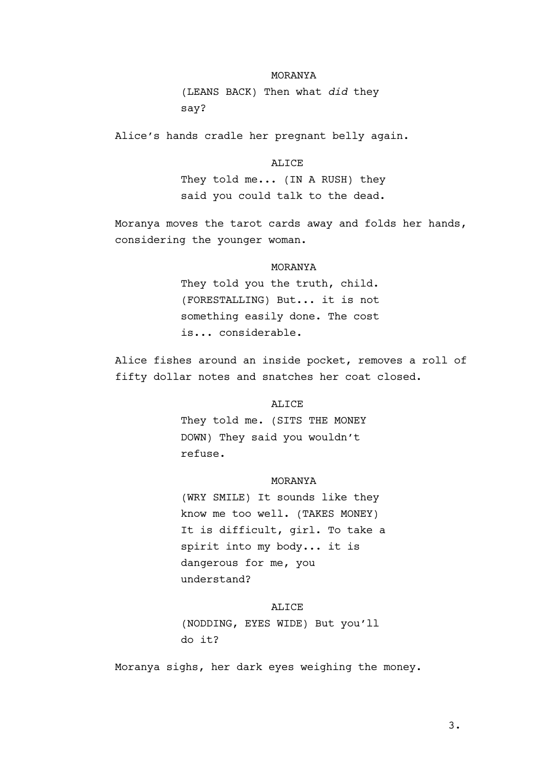MORANYA

(LEANS BACK) Then what *did* they say?

Alice's hands cradle her pregnant belly again.

ALICE

They told me... (IN A RUSH) they said you could talk to the dead.

Moranya moves the tarot cards away and folds her hands, considering the younger woman.

MORANYA

They told you the truth, child. (FORESTALLING) But... it is not something easily done. The cost is... considerable.

Alice fishes around an inside pocket, removes a roll of fifty dollar notes and snatches her coat closed.

ALICE

They told me. (SITS THE MONEY DOWN) They said you wouldn't refuse.

MORANYA

(WRY SMILE) It sounds like they know me too well. (TAKES MONEY) It is difficult, girl. To take a spirit into my body... it is dangerous for me, you understand?

ALICE

(NODDING, EYES WIDE) But you'll do it?

Moranya sighs, her dark eyes weighing the money.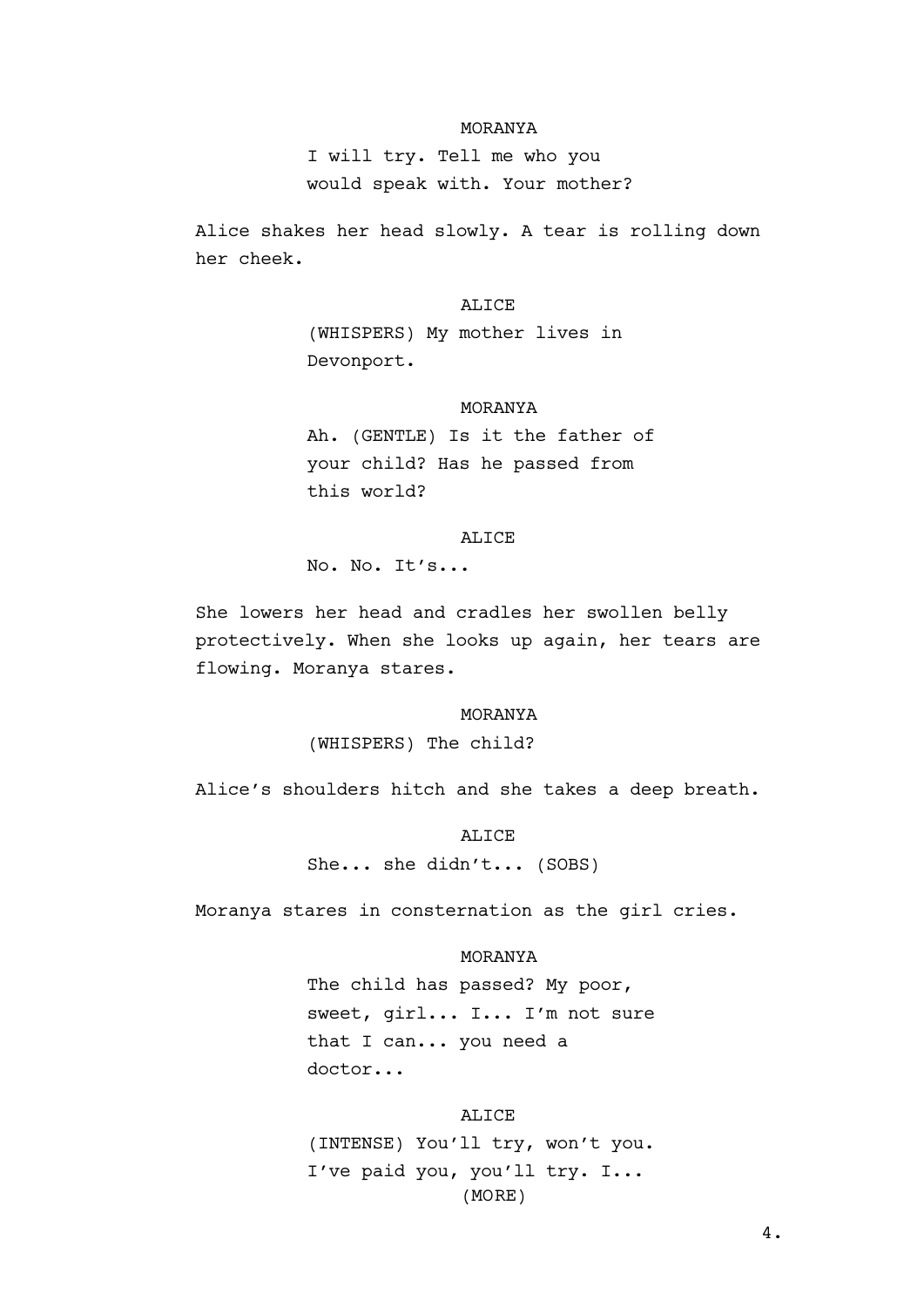MORANYA

I will try. Tell me who you would speak with. Your mother?

Alice shakes her head slowly. A tear is rolling down her cheek.

ALICE

(WHISPERS) My mother lives in Devonport.

MORANYA

Ah. (GENTLE) Is it the father of your child? Has he passed from this world?

ALICE

No. No. It's...

She lowers her head and cradles her swollen belly protectively. When she looks up again, her tears are flowing. Moranya stares.

MORANYA

(WHISPERS) The child?

Alice's shoulders hitch and she takes a deep breath.

ALICE

She... she didn't... (SOBS)

Moranya stares in consternation as the girl cries.

MORANYA

The child has passed? My poor, sweet, girl... I... I'm not sure that I can... you need a doctor...

ALICE

(INTENSE) You'll try, won't you. I've paid you, you'll try. I...

(MORE)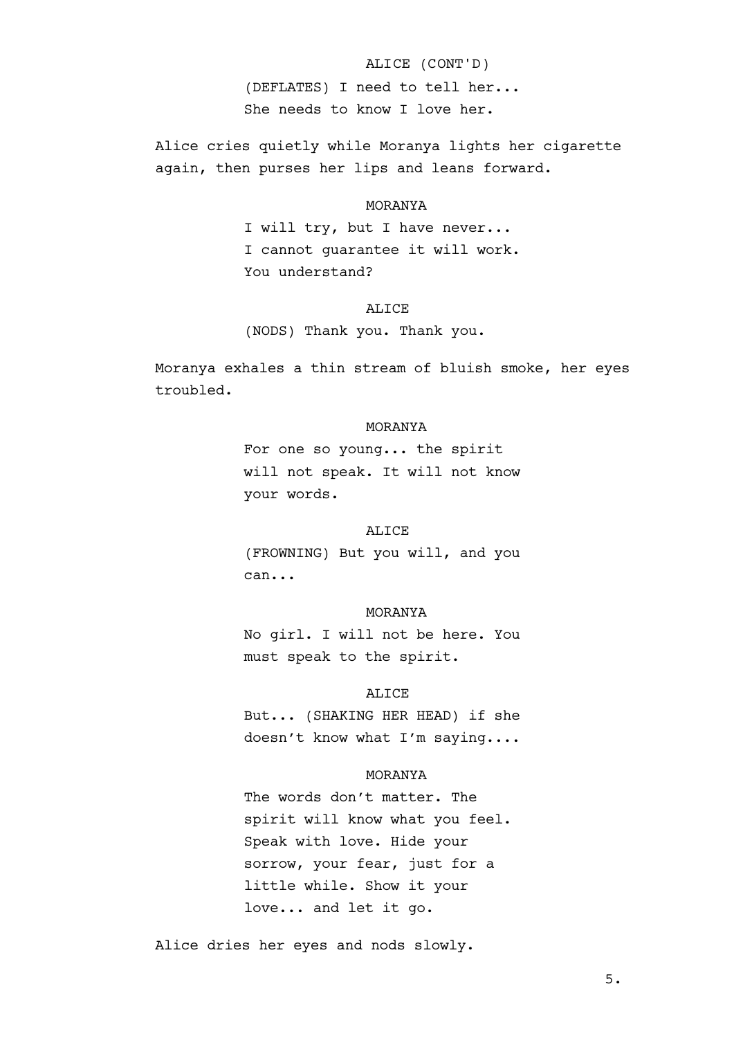ALICE (CONT'D)
(DEFLATES) I need to tell her...
She needs to know I love her.

Alice cries quietly while Moranya lights her cigarette again, then purses her lips and leans forward.

MORANYA
I will try, but I have never...
I cannot guarantee it will work.
You understand?

ALICE
(NODS) Thank you. Thank you.

Moranya exhales a thin stream of bluish smoke, her eyes troubled.

MORANYA
For one so young... the spirit will not speak. It will not know your words.

ALICE
(FROWNING) But you will, and you can...

MORANYA
No girl. I will not be here. You must speak to the spirit.

ALICE
But... (SHAKING HER HEAD) if she doesn't know what I'm saying....

MORANYA
The words don't matter. The spirit will know what you feel. Speak with love. Hide your sorrow, your fear, just for a little while. Show it your love... and let it go.

Alice dries her eyes and nods slowly.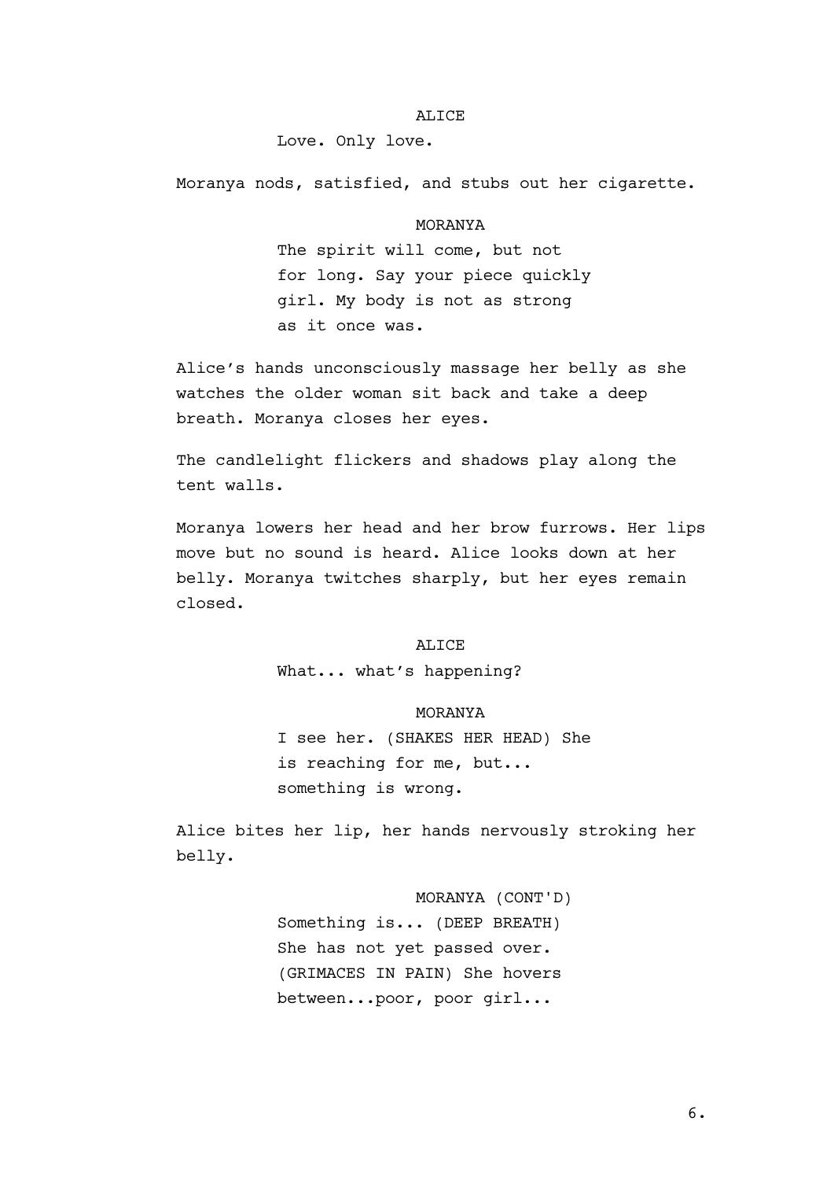ALICE

Love. Only love.

Moranya nods, satisfied, and stubs out her cigarette.

MORANYA

The spirit will come, but not for long. Say your piece quickly girl. My body is not as strong as it once was.

Alice's hands unconsciously massage her belly as she watches the older woman sit back and take a deep breath. Moranya closes her eyes.

The candlelight flickers and shadows play along the tent walls.

Moranya lowers her head and her brow furrows. Her lips move but no sound is heard. Alice looks down at her belly. Moranya twitches sharply, but her eyes remain closed.

ALICE

What... what's happening?

MORANYA

I see her. (SHAKES HER HEAD) She is reaching for me, but... something is wrong.

Alice bites her lip, her hands nervously stroking her belly.

MORANYA (CONT'D)

Something is... (DEEP BREATH) She has not yet passed over. (GRIMACES IN PAIN) She hovers between...poor, poor girl...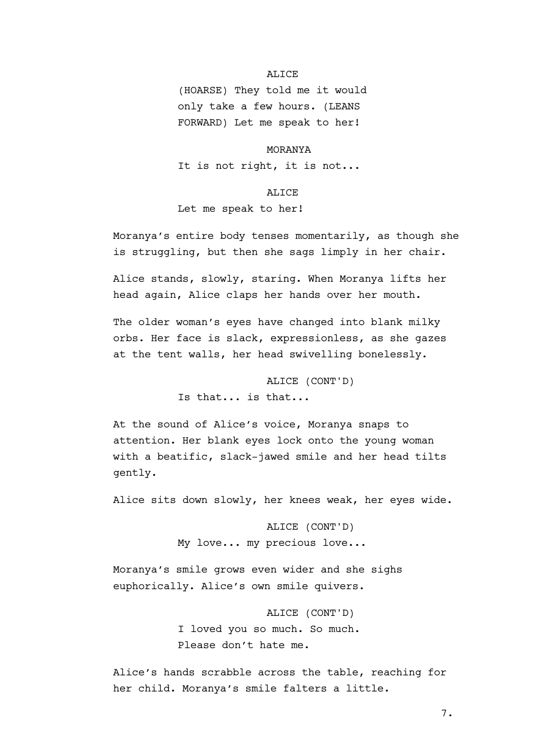ALICE

(HOARSE) They told me it would only take a few hours. (LEANS FORWARD) Let me speak to her!

MORANYA

It is not right, it is not...

ALICE

Let me speak to her!

Moranya's entire body tenses momentarily, as though she is struggling, but then she sags limply in her chair.

Alice stands, slowly, staring. When Moranya lifts her head again, Alice claps her hands over her mouth.

The older woman's eyes have changed into blank milky orbs. Her face is slack, expressionless, as she gazes at the tent walls, her head swivelling bonelessly.

ALICE (CONT'D)

Is that... is that...

At the sound of Alice's voice, Moranya snaps to attention. Her blank eyes lock onto the young woman with a beatific, slack-jawed smile and her head tilts gently.

Alice sits down slowly, her knees weak, her eyes wide.

ALICE (CONT'D)

My love... my precious love...

Moranya's smile grows even wider and she sighs euphorically. Alice's own smile quivers.

ALICE (CONT'D)

I loved you so much. So much. Please don't hate me.

Alice's hands scrabble across the table, reaching for her child. Moranya's smile falters a little.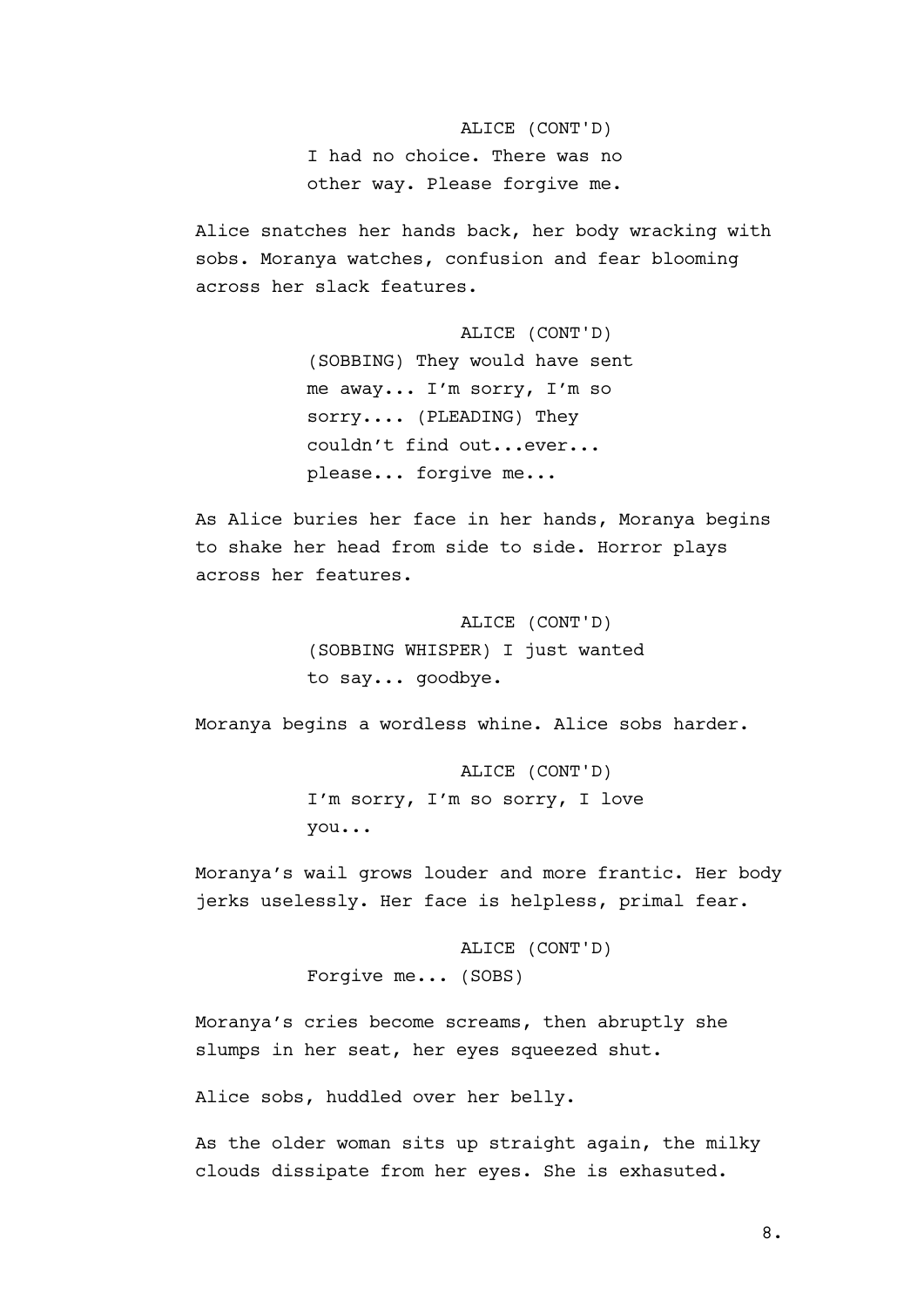ALICE (CONT'D)

I had no choice. There was no other way. Please forgive me.

Alice snatches her hands back, her body wracking with sobs. Moranya watches, confusion and fear blooming across her slack features.

ALICE (CONT'D)

(SOBBING) They would have sent me away... I'm sorry, I'm so sorry.... (PLEADING) They couldn't find out...ever... please... forgive me...

As Alice buries her face in her hands, Moranya begins to shake her head from side to side. Horror plays across her features.

ALICE (CONT'D)

(SOBBING WHISPER) I just wanted to say... goodbye.

Moranya begins a wordless whine. Alice sobs harder.

ALICE (CONT'D)

I'm sorry, I'm so sorry, I love you...

Moranya's wail grows louder and more frantic. Her body jerks uselessly. Her face is helpless, primal fear.

ALICE (CONT'D)

Forgive me... (SOBS)

Moranya's cries become screams, then abruptly she slumps in her seat, her eyes squeezed shut.

Alice sobs, huddled over her belly.

As the older woman sits up straight again, the milky clouds dissipate from her eyes. She is exhasuted.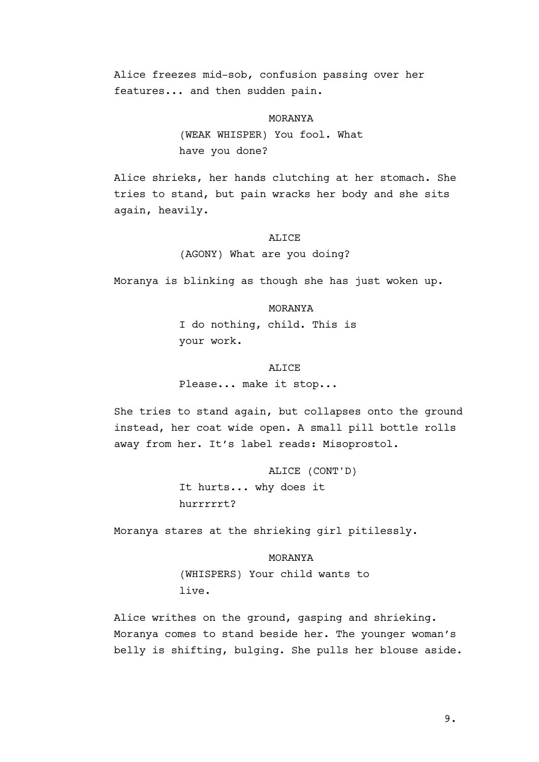Alice freezes mid-sob, confusion passing over her features... and then sudden pain.

MORANYA
(WEAK WHISPER) You fool. What have you done?

Alice shrieks, her hands clutching at her stomach. She tries to stand, but pain wracks her body and she sits again, heavily.

ALICE
(AGONY) What are you doing?

Moranya is blinking as though she has just woken up.

MORANYA
I do nothing, child. This is your work.

ALICE
Please... make it stop...

She tries to stand again, but collapses onto the ground instead, her coat wide open. A small pill bottle rolls away from her. It’s label reads: Misoprostol.

ALICE (CONT'D)
It hurts... why does it hurrrrrt?

Moranya stares at the shrieking girl pitilessly.

MORANYA
(WHISPERS) Your child wants to live.

Alice writhes on the ground, gasping and shrieking. Moranya comes to stand beside her. The younger woman’s belly is shifting, bulging. She pulls her blouse aside.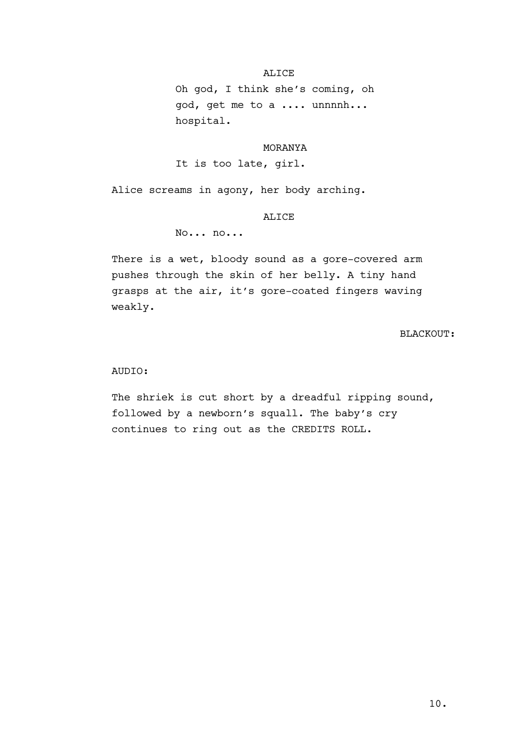ALICE

Oh god, I think she's coming, oh god, get me to a .... unnnnh... hospital.

MORANYA

It is too late, girl.

Alice screams in agony, her body arching.

ALICE

No... no...

There is a wet, bloody sound as a gore-covered arm pushes through the skin of her belly. A tiny hand grasps at the air, it's gore-coated fingers waving weakly.

BLACKOUT:

AUDIO:

The shriek is cut short by a dreadful ripping sound, followed by a newborn's squall. The baby's cry continues to ring out as the CREDITS ROLL.